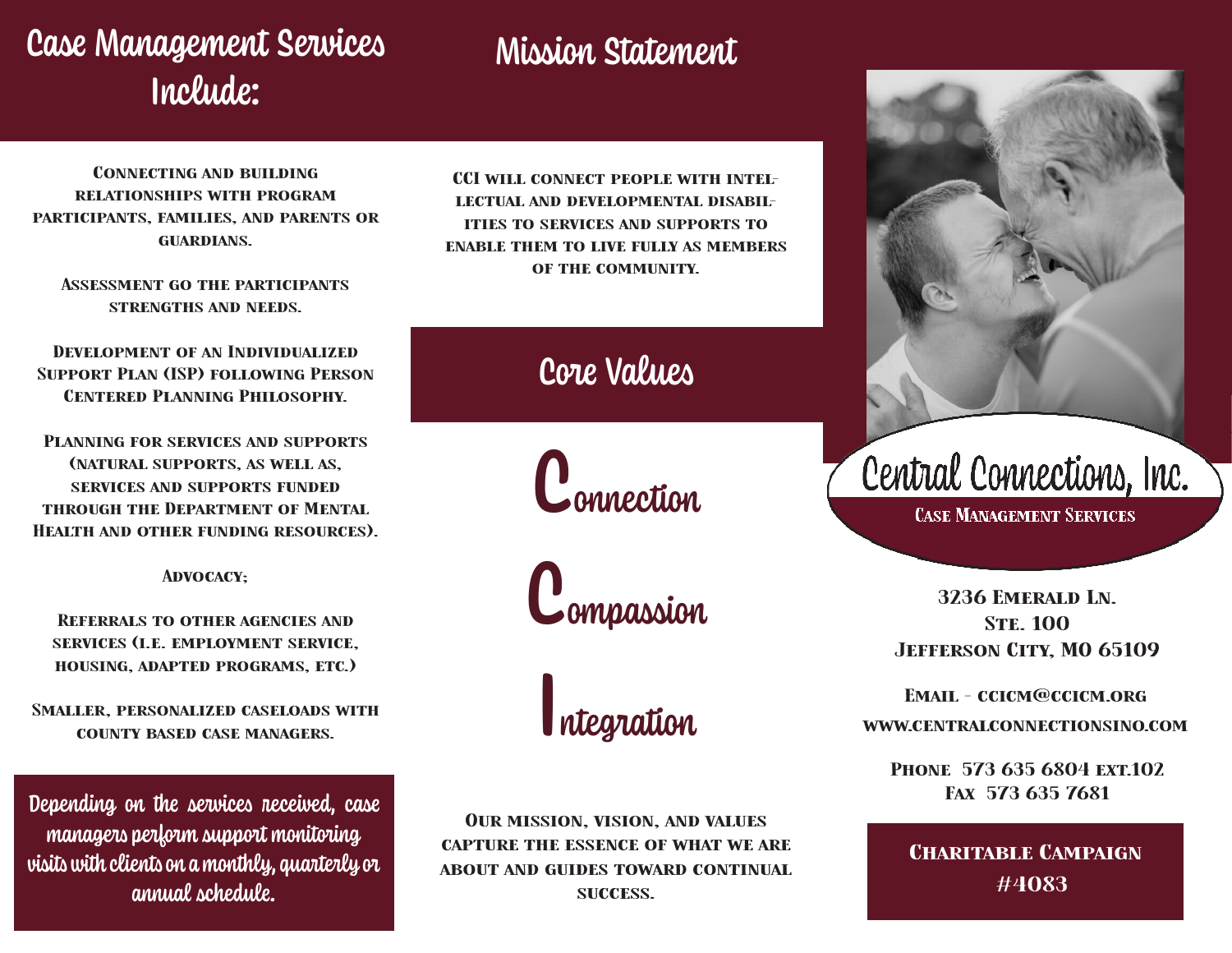## Case Management Services Include:

Connecting and building relationships with program participants, families, and parents or guardians.

Assessment go the participants strengths and needs.

Development of an Individualized Support Plan (ISP) following Person Centered Planning Philosophy.

Planning for services and supports (natural supports, as well as, services and supports funded through the Department of Mental Health and other funding resources).

Advocacy;

Referrals to other agencies and services (i.e. employment service, housing, adapted programs, etc.)

Smaller, personalized caseloads with county based case managers.

**Depending on the services received, case managers perform support monitoring visits with clients on a monthly, quarterly or annual schedule.**

## Mission Statement

CCI will connect people with intellectual and developmental disabilities to services and supports to enable them to live fully as members of the community.

## Core Values

**C**onnection

**C**ompassion

**I**ntegration

Our mission, vision, and values capture the essence of what we are about and guides toward continual success.

# Central Connections, Inc.

Case Management Services

3236 Emerald Ln.
Ste. 100
Jefferson City, MO 65109

Email - ccicm@ccicm.org
www.centralconnectionsino.com

Phone 573 635 6804 ext.102
Fax 573 635 7681

**Charitable Campaign #4083**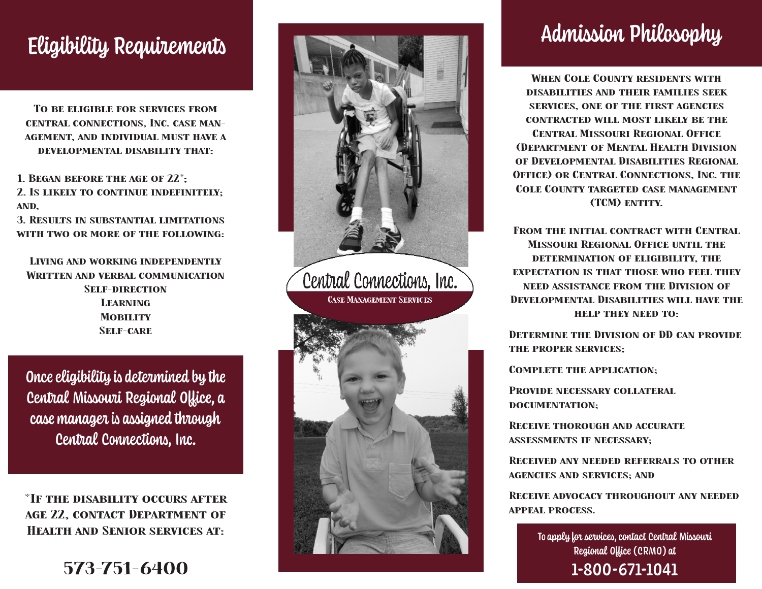# Eligibility Requirements

To be eligible for services from Central Connections, Inc. case management, and individual must have a developmental disability that:

1. Began before the age of 22*;
2. Is likely to continue indefinitely; and,
3. Results in substantial limitations with two or more of the following:

Living and working independently
Written and verbal communication
Self-direction
Learning
Mobility
Self-care

**Once eligibility is determined by the Central Missouri Regional Office, a case manager is assigned through Central Connections, Inc.**

*If the disability occurs after age 22, contact Department of Health and Senior Services at:

**573-751-6400**

Central Connections, Inc.

Case Management Services

# Admission Philosophy

When Cole County residents with disabilities and their families seek services, one of the first agencies contracted will most likely be the Central Missouri Regional Office (Department of Mental Health Division of Developmental Disabilities Regional Office) or Central Connections, Inc. the Cole County targeted case management (TCM) entity.

From the initial contract with Central Missouri Regional Office until the determination of eligibility, the expectation is that those who feel they need assistance from the Division of Developmental Disabilities will have the help they need to:

Determine the Division of DD can provide the proper services;

Complete the application;

Provide necessary collateral documentation;

Receive thorough and accurate assessments if necessary;

Received any needed referrals to other agencies and services; and

Receive advocacy throughout any needed appeal process.

To apply for services, contact Central Missouri Regional Office (CRMO) at

**1-800-671-1041**